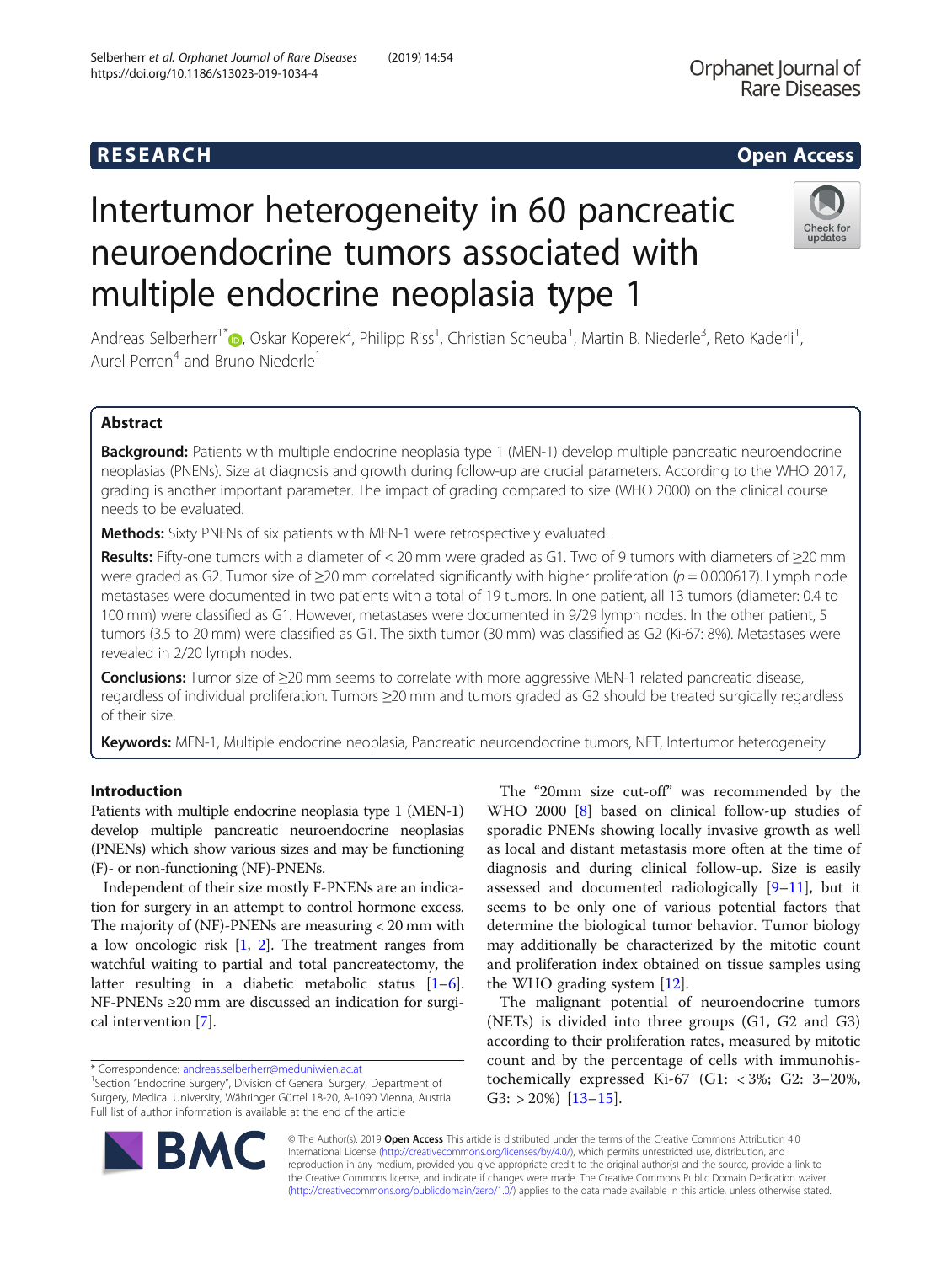RESEARCH

Open Access

# Intertumor heterogeneity in 60 pancreatic neuroendocrine tumors associated with multiple endocrine neoplasia type 1

Andreas Selberherr[1*], Oskar Koperek[2], Philipp Riss[1], Christian Scheuba[1], Martin B. Niederle[3], Reto Kaderli[1], Aurel Perren[4] and Bruno Niederle[1]

## Abstract

**Background:** Patients with multiple endocrine neoplasia type 1 (MEN-1) develop multiple pancreatic neuroendocrine neoplasias (PNENs). Size at diagnosis and growth during follow-up are crucial parameters. According to the WHO 2017, grading is another important parameter. The impact of grading compared to size (WHO 2000) on the clinical course needs to be evaluated.

**Methods:** Sixty PNENs of six patients with MEN-1 were retrospectively evaluated.

**Results:** Fifty-one tumors with a diameter of < 20 mm were graded as G1. Two of 9 tumors with diameters of ≥20 mm were graded as G2. Tumor size of ≥20 mm correlated significantly with higher proliferation ($p = 0.000617$). Lymph node metastases were documented in two patients with a total of 19 tumors. In one patient, all 13 tumors (diameter: 0.4 to 100 mm) were classified as G1. However, metastases were documented in 9/29 lymph nodes. In the other patient, 5 tumors (3.5 to 20 mm) were classified as G1. The sixth tumor (30 mm) was classified as G2 (Ki-67: 8%). Metastases were revealed in 2/20 lymph nodes.

**Conclusions:** Tumor size of ≥20 mm seems to correlate with more aggressive MEN-1 related pancreatic disease, regardless of individual proliferation. Tumors ≥20 mm and tumors graded as G2 should be treated surgically regardless of their size.

**Keywords:** MEN-1, Multiple endocrine neoplasia, Pancreatic neuroendocrine tumors, NET, Intertumor heterogeneity

## Introduction

Patients with multiple endocrine neoplasia type 1 (MEN-1) develop multiple pancreatic neuroendocrine neoplasias (PNENs) which show various sizes and may be functioning (F)- or non-functioning (NF)-PNENs.

Independent of their size mostly F-PNENs are an indication for surgery in an attempt to control hormone excess. The majority of (NF)-PNENs are measuring < 20 mm with a low oncologic risk [1, 2]. The treatment ranges from watchful waiting to partial and total pancreatectomy, the latter resulting in a diabetic metabolic status [1–6]. NF-PNENs ≥20 mm are discussed an indication for surgical intervention [7].

The "20mm size cut-off" was recommended by the WHO 2000 [8] based on clinical follow-up studies of sporadic PNENs showing locally invasive growth as well as local and distant metastasis more often at the time of diagnosis and during clinical follow-up. Size is easily assessed and documented radiologically [9–11], but it seems to be only one of various potential factors that determine the biological tumor behavior. Tumor biology may additionally be characterized by the mitotic count and proliferation index obtained on tissue samples using the WHO grading system [12].

The malignant potential of neuroendocrine tumors (NETs) is divided into three groups (G1, G2 and G3) according to their proliferation rates, measured by mitotic count and by the percentage of cells with immunohistochemically expressed Ki-67 (G1: < 3%; G2: 3–20%, G3: > 20%) [13–15].

* Correspondence: andreas.selberherr@meduniwien.ac.at
[1]Section "Endocrine Surgery", Division of General Surgery, Department of Surgery, Medical University, Währinger Gürtel 18-20, A-1090 Vienna, Austria
Full list of author information is available at the end of the article

© The Author(s). 2019 **Open Access** This article is distributed under the terms of the Creative Commons Attribution 4.0 International License (http://creativecommons.org/licenses/by/4.0/), which permits unrestricted use, distribution, and reproduction in any medium, provided you give appropriate credit to the original author(s) and the source, provide a link to the Creative Commons license, and indicate if changes were made. The Creative Commons Public Domain Dedication waiver (http://creativecommons.org/publicdomain/zero/1.0/) applies to the data made available in this article, unless otherwise stated.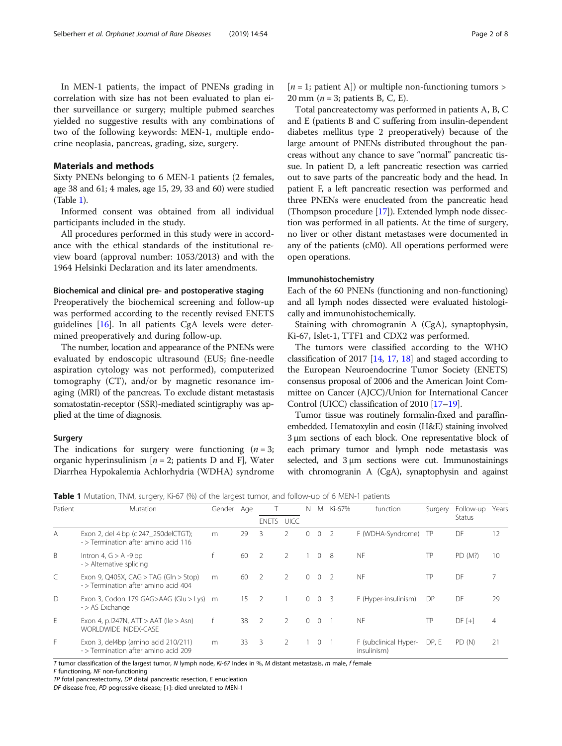In MEN-1 patients, the impact of PNENs grading in correlation with size has not been evaluated to plan either surveillance or surgery; multiple pubmed searches yielded no suggestive results with any combinations of two of the following keywords: MEN-1, multiple endocrine neoplasia, pancreas, grading, size, surgery.

## Materials and methods

Sixty PNENs belonging to 6 MEN-1 patients (2 females, age 38 and 61; 4 males, age 15, 29, 33 and 60) were studied (Table 1).

Informed consent was obtained from all individual participants included in the study.

All procedures performed in this study were in accordance with the ethical standards of the institutional review board (approval number: 1053/2013) and with the 1964 Helsinki Declaration and its later amendments.

### Biochemical and clinical pre- and postoperative staging

Preoperatively the biochemical screening and follow-up was performed according to the recently revised ENETS guidelines [16]. In all patients CgA levels were determined preoperatively and during follow-up.

The number, location and appearance of the PNENs were evaluated by endoscopic ultrasound (EUS; fine-needle aspiration cytology was not performed), computerized tomography (CT), and/or by magnetic resonance imaging (MRI) of the pancreas. To exclude distant metastasis somatostatin-receptor (SSR)-mediated scintigraphy was applied at the time of diagnosis.

### Surgery

The indications for surgery were functioning ($n = 3$; organic hyperinsulinism [$n = 2$; patients D and F], Water Diarrhea Hypokalemia Achlorhydria (WDHA) syndrome [$n = 1$; patient A]) or multiple non-functioning tumors > 20 mm ($n = 3$; patients B, C, E).

Total pancreatectomy was performed in patients A, B, C and E (patients B and C suffering from insulin-dependent diabetes mellitus type 2 preoperatively) because of the large amount of PNENs distributed throughout the pancreas without any chance to save "normal" pancreatic tissue. In patient D, a left pancreatic resection was carried out to save parts of the pancreatic body and the head. In patient F, a left pancreatic resection was performed and three PNENs were enucleated from the pancreatic head (Thompson procedure [17]). Extended lymph node dissection was performed in all patients. At the time of surgery, no liver or other distant metastases were documented in any of the patients (cM0). All operations performed were open operations.

### Immunohistochemistry

Each of the 60 PNENs (functioning and non-functioning) and all lymph nodes dissected were evaluated histologically and immunohistochemically.

Staining with chromogranin A (CgA), synaptophysin, Ki-67, Islet-1, TTF1 and CDX2 was performed.

The tumors were classified according to the WHO classification of 2017 [14, 17, 18] and staged according to the European Neuroendocrine Tumor Society (ENETS) consensus proposal of 2006 and the American Joint Committee on Cancer (AJCC)/Union for International Cancer Control (UICC) classification of 2010 [17–19].

Tumor tissue was routinely formalin-fixed and paraffin-embedded. Hematoxylin and eosin (H&E) staining involved 3 μm sections of each block. One representative block of each primary tumor and lymph node metastasis was selected, and 3 μm sections were cut. Immunostainings with chromogranin A (CgA), synaptophysin and against

**Table 1** Mutation, TNM, surgery, Ki-67 (%) of the largest tumor, and follow-up of 6 MEN-1 patients

| Patient | Mutation | Gender | Age | T | | N | M | Ki-67% | function | Surgery | Follow-up Status | Years |
|---|---|---|---|---|---|---|---|---|---|---|---|---|
| | | | | ENETS | UICC | | | | | | | |
| A | Exon 2, del 4 bp (c.247_250delCTGT); -> Termination after amino acid 116 | m | 29 | 3 | 2 | 0 | 0 | 2 | F (WDHA-Syndrome) | TP | DF | 12 |
| B | Intron 4, G > A -9 bp -> Alternative splicing | f | 60 | 2 | 2 | 1 | 0 | 8 | NF | TP | PD (M?) | 10 |
| C | Exon 9, Q405X, CAG > TAG (Gln > Stop) -> Termination after amino acid 404 | m | 60 | 2 | 2 | 0 | 0 | 2 | NF | TP | DF | 7 |
| D | Exon 3, Codon 179 GAG>AAG (Glu > Lys) -> AS Exchange | m | 15 | 2 | 1 | 0 | 0 | 3 | F (Hyper-insulinism) | DP | DF | 29 |
| E | Exon 4, p.I247N, ATT > AAT (Ile > Asn) WORLDWIDE INDEX-CASE | f | 38 | 2 | 2 | 0 | 0 | 1 | NF | TP | DF [+] | 4 |
| F | Exon 3, del4bp (amino acid 210/211) -> Termination after amino acid 209 | m | 33 | 3 | 2 | 1 | 0 | 1 | F (subclinical Hyper-insulinism) | DP, E | PD (N) | 21 |

*T* tumor classification of the largest tumor, *N* lymph node, *Ki-67* Index in %, *M* distant metastasis, *m* male, *f* female
*F* functioning, *NF* non-functioning
*TP* total pancreatectomy, *DP* distal pancreatic resection, *E* enucleation
*DF* disease free, *PD* pogressive disease; [+]: died unrelated to MEN-1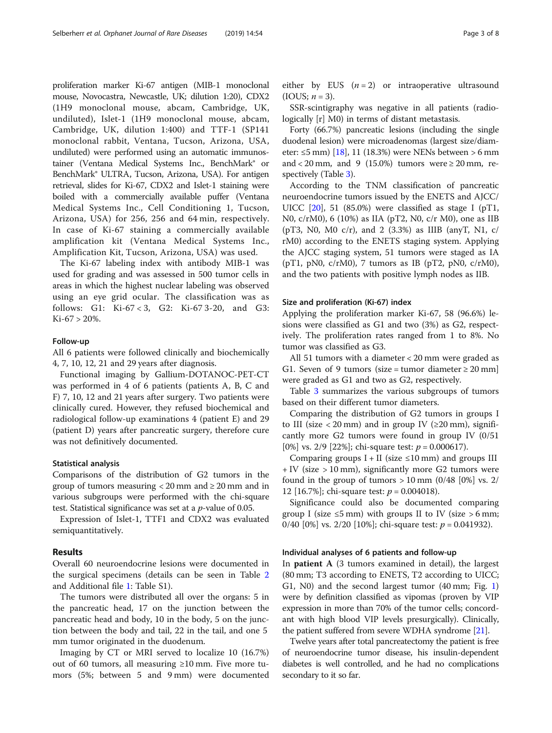proliferation marker Ki-67 antigen (MIB-1 monoclonal mouse, Novocastra, Newcastle, UK; dilution 1:20), CDX2 (1H9 monoclonal mouse, abcam, Cambridge, UK, undiluted), Islet-1 (1H9 monoclonal mouse, abcam, Cambridge, UK, dilution 1:400) and TTF-1 (SP141 monoclonal rabbit, Ventana, Tucson, Arizona, USA, undiluted) were performed using an automatic immunostainer (Ventana Medical Systems Inc., BenchMark® or BenchMark® ULTRA, Tucson, Arizona, USA). For antigen retrieval, slides for Ki-67, CDX2 and Islet-1 staining were boiled with a commercially available puffer (Ventana Medical Systems Inc., Cell Conditioning 1, Tucson, Arizona, USA) for 256, 256 and 64 min, respectively. In case of Ki-67 staining a commercially available amplification kit (Ventana Medical Systems Inc., Amplification Kit, Tucson, Arizona, USA) was used.

The Ki-67 labeling index with antibody MIB-1 was used for grading and was assessed in 500 tumor cells in areas in which the highest nuclear labeling was observed using an eye grid ocular. The classification was as follows: G1: Ki-67 < 3, G2: Ki-67 3-20, and G3: Ki-67 > 20%.

### Follow-up

All 6 patients were followed clinically and biochemically 4, 7, 10, 12, 21 and 29 years after diagnosis.

Functional imaging by Gallium-DOTANOC-PET-CT was performed in 4 of 6 patients (patients A, B, C and F) 7, 10, 12 and 21 years after surgery. Two patients were clinically cured. However, they refused biochemical and radiological follow-up examinations 4 (patient E) and 29 (patient D) years after pancreatic surgery, therefore cure was not definitively documented.

### Statistical analysis

Comparisons of the distribution of G2 tumors in the group of tumors measuring < 20 mm and ≥ 20 mm and in various subgroups were performed with the chi-square test. Statistical significance was set at a *p*-value of 0.05.

Expression of Islet-1, TTF1 and CDX2 was evaluated semiquantitatively.

## Results

Overall 60 neuroendocrine lesions were documented in the surgical specimens (details can be seen in Table 2 and Additional file 1: Table S1).

The tumors were distributed all over the organs: 5 in the pancreatic head, 17 on the junction between the pancreatic head and body, 10 in the body, 5 on the junction between the body and tail, 22 in the tail, and one 5 mm tumor originated in the duodenum.

Imaging by CT or MRI served to localize 10 (16.7%) out of 60 tumors, all measuring ≥10 mm. Five more tumors (5%; between 5 and 9 mm) were documented either by EUS ($n = 2$) or intraoperative ultrasound (IOUS; $n = 3$).

SSR-scintigraphy was negative in all patients (radiologically [r] M0) in terms of distant metastasis.

Forty (66.7%) pancreatic lesions (including the single duodenal lesion) were microadenomas (largest size/diameter: ≤5 mm) [18], 11 (18.3%) were NENs between > 6 mm and < 20 mm, and 9 (15.0%) tumors were ≥ 20 mm, respectively (Table 3).

According to the TNM classification of pancreatic neuroendocrine tumors issued by the ENETS and AJCC/UICC [20], 51 (85.0%) were classified as stage I (pT1, N0, c/rM0), 6 (10%) as IIA (pT2, N0, c/r M0), one as IIB (pT3, N0, M0 c/r), and 2 (3.3%) as IIIB (anyT, N1, c/rM0) according to the ENETS staging system. Applying the AJCC staging system, 51 tumors were staged as IA (pT1, pN0, c/rM0), 7 tumors as IB (pT2, pN0, c/rM0), and the two patients with positive lymph nodes as IIB.

### Size and proliferation (Ki-67) index

Applying the proliferation marker Ki-67, 58 (96.6%) lesions were classified as G1 and two (3%) as G2, respectively. The proliferation rates ranged from 1 to 8%. No tumor was classified as G3.

All 51 tumors with a diameter < 20 mm were graded as G1. Seven of 9 tumors (size = tumor diameter ≥ 20 mm] were graded as G1 and two as G2, respectively.

Table 3 summarizes the various subgroups of tumors based on their different tumor diameters.

Comparing the distribution of G2 tumors in groups I to III (size < 20 mm) and in group IV (≥20 mm), significantly more G2 tumors were found in group IV (0/51 [0%] vs. 2/9 [22%]; chi-square test: $p = 0.000617$).

Comparing groups I + II (size ≤10 mm) and groups III + IV (size > 10 mm), significantly more G2 tumors were found in the group of tumors > 10 mm (0/48 [0%] vs. 2/12 [16.7%]; chi-square test: $p = 0.004018$).

Significance could also be documented comparing group I (size ≤5 mm) with groups II to IV (size > 6 mm; 0/40 [0%] vs. 2/20 [10%]; chi-square test: $p = 0.041932$).

### Individual analyses of 6 patients and follow-up

In **patient A** (3 tumors examined in detail), the largest (80 mm; T3 according to ENETS, T2 according to UICC; G1, N0) and the second largest tumor (40 mm; Fig. 1) were by definition classified as vipomas (proven by VIP expression in more than 70% of the tumor cells; concordant with high blood VIP levels presurgically). Clinically, the patient suffered from severe WDHA syndrome [21].

Twelve years after total pancreatectomy the patient is free of neuroendocrine tumor disease, his insulin-dependent diabetes is well controlled, and he had no complications secondary to it so far.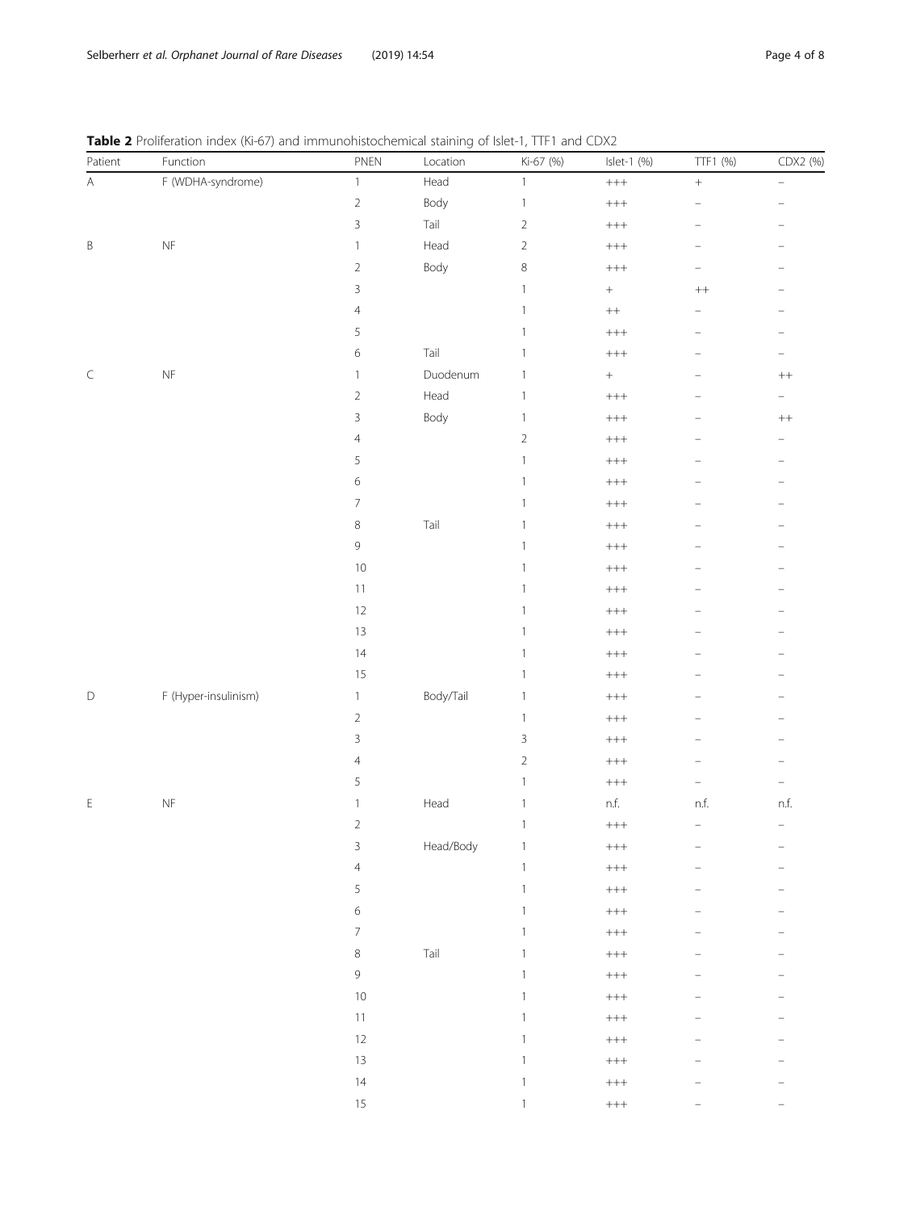**Table 2** Proliferation index (Ki-67) and immunohistochemical staining of Islet-1, TTF1 and CDX2

| Patient | Function | PNEN | Location | Ki-67 (%) | Islet-1 (%) | TTF1 (%) | CDX2 (%) |
|---|---|---|---|---|---|---|---|
| A | F (WDHA-syndrome) | 1 | Head | 1 | +++ | + | – |
| | | 2 | Body | 1 | +++ | – | – |
| | | 3 | Tail | 2 | +++ | – | – |
| B | NF | 1 | Head | 2 | +++ | – | – |
| | | 2 | Body | 8 | +++ | – | – |
| | | 3 | | 1 | + | ++ | – |
| | | 4 | | 1 | ++ | – | – |
| | | 5 | | 1 | +++ | – | – |
| | | 6 | Tail | 1 | +++ | – | – |
| C | NF | 1 | Duodenum | 1 | + | – | ++ |
| | | 2 | Head | 1 | +++ | – | – |
| | | 3 | Body | 1 | +++ | – | ++ |
| | | 4 | | 2 | +++ | – | – |
| | | 5 | | 1 | +++ | – | – |
| | | 6 | | 1 | +++ | – | – |
| | | 7 | | 1 | +++ | – | – |
| | | 8 | Tail | 1 | +++ | – | – |
| | | 9 | | 1 | +++ | – | – |
| | | 10 | | 1 | +++ | – | – |
| | | 11 | | 1 | +++ | – | – |
| | | 12 | | 1 | +++ | – | – |
| | | 13 | | 1 | +++ | – | – |
| | | 14 | | 1 | +++ | – | – |
| | | 15 | | 1 | +++ | – | – |
| D | F (Hyper-insulinism) | 1 | Body/Tail | 1 | +++ | – | – |
| | | 2 | | 1 | +++ | – | – |
| | | 3 | | 3 | +++ | – | – |
| | | 4 | | 2 | +++ | – | – |
| | | 5 | | 1 | +++ | – | – |
| E | NF | 1 | Head | 1 | n.f. | n.f. | n.f. |
| | | 2 | | 1 | +++ | – | – |
| | | 3 | Head/Body | 1 | +++ | – | – |
| | | 4 | | 1 | +++ | – | – |
| | | 5 | | 1 | +++ | – | – |
| | | 6 | | 1 | +++ | – | – |
| | | 7 | | 1 | +++ | – | – |
| | | 8 | Tail | 1 | +++ | – | – |
| | | 9 | | 1 | +++ | – | – |
| | | 10 | | 1 | +++ | – | – |
| | | 11 | | 1 | +++ | – | – |
| | | 12 | | 1 | +++ | – | – |
| | | 13 | | 1 | +++ | – | – |
| | | 14 | | 1 | +++ | – | – |
| | | 15 | | 1 | +++ | – | – |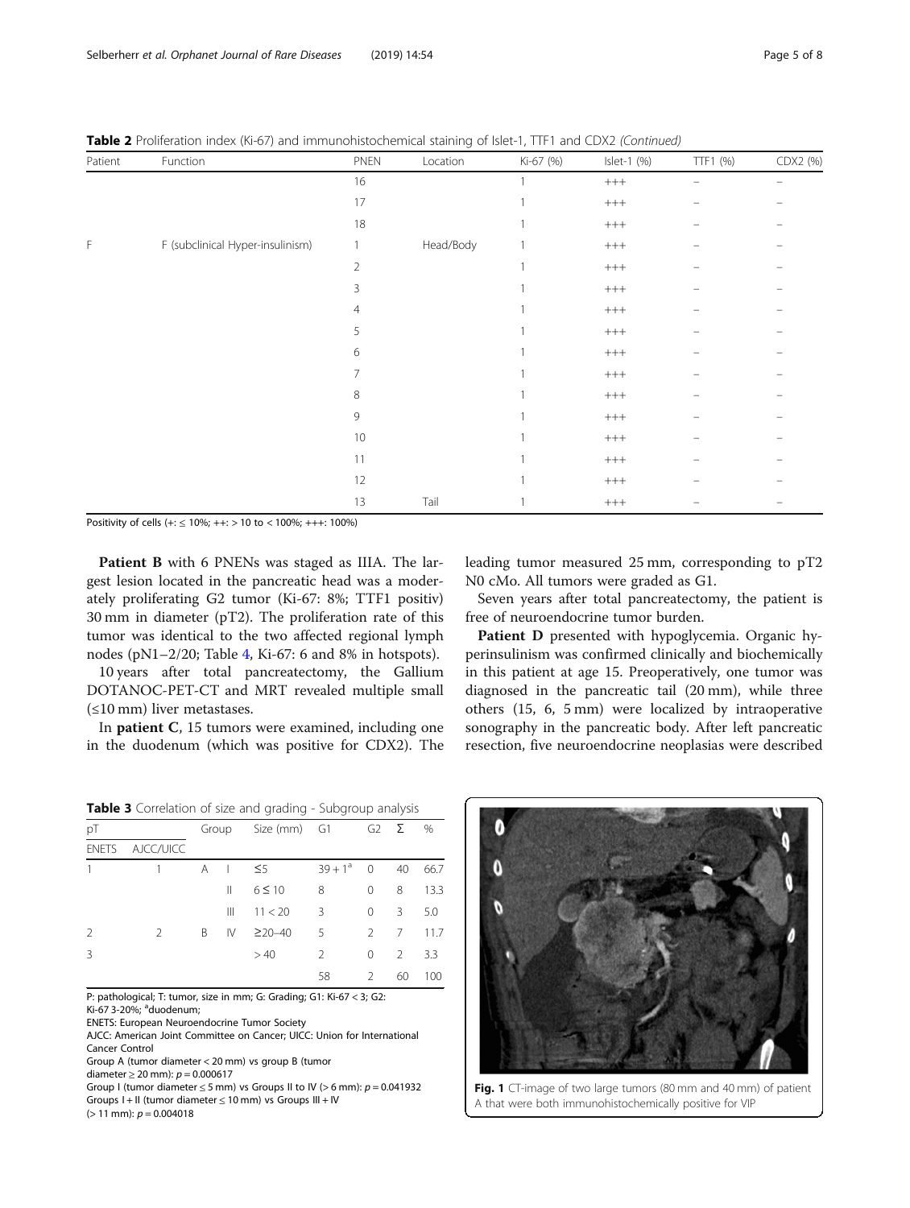**Table 2** Proliferation index (Ki-67) and immunohistochemical staining of Islet-1, TTF1 and CDX2 *(Continued)*

| Patient | Function | PNEN | Location | Ki-67 (%) | Islet-1 (%) | TTF1 (%) | CDX2 (%) |
|---|---|---|---|---|---|---|---|
| | | 16 | | 1 | +++ | – | – |
| | | 17 | | 1 | +++ | – | – |
| | | 18 | | 1 | +++ | – | – |
| F | F (subclinical Hyper-insulinism) | 1 | Head/Body | 1 | +++ | – | – |
| | | 2 | | 1 | +++ | – | – |
| | | 3 | | 1 | +++ | – | – |
| | | 4 | | 1 | +++ | – | – |
| | | 5 | | 1 | +++ | – | – |
| | | 6 | | 1 | +++ | – | – |
| | | 7 | | 1 | +++ | – | – |
| | | 8 | | 1 | +++ | – | – |
| | | 9 | | 1 | +++ | – | – |
| | | 10 | | 1 | +++ | – | – |
| | | 11 | | 1 | +++ | – | – |
| | | 12 | | 1 | +++ | – | – |
| | | 13 | Tail | 1 | +++ | – | – |

Positivity of cells (+: ≤ 10%; ++: > 10 to < 100%; +++: 100%)

**Patient B** with 6 PNENs was staged as IIIA. The largest lesion located in the pancreatic head was a moderately proliferating G2 tumor (Ki-67: 8%; TTF1 positiv) 30 mm in diameter (pT2). The proliferation rate of this tumor was identical to the two affected regional lymph nodes (pN1–2/20; Table 4, Ki-67: 6 and 8% in hotspots).

10 years after total pancreatectomy, the Gallium DOTANOC-PET-CT and MRT revealed multiple small (≤10 mm) liver metastases.

In **patient C**, 15 tumors were examined, including one in the duodenum (which was positive for CDX2). The leading tumor measured 25 mm, corresponding to pT2 N0 cMo. All tumors were graded as G1.

Seven years after total pancreatectomy, the patient is free of neuroendocrine tumor burden.

**Patient D** presented with hypoglycemia. Organic hyperinsulinism was confirmed clinically and biochemically in this patient at age 15. Preoperatively, one tumor was diagnosed in the pancreatic tail (20 mm), while three others (15, 6, 5 mm) were localized by intraoperative sonography in the pancreatic body. After left pancreatic resection, five neuroendocrine neoplasias were described

**Table 3** Correlation of size and grading - Subgroup analysis

| pT | | Group | | Size (mm) | G1 | G2 | Σ | % |
|---|---|---|---|---|---|---|---|---|
| ENETS | AJCC/UICC | | | | | | | |
| 1 | 1 | A | I | ≤5 | 39 + 1[a] | 0 | 40 | 66.7 |
| | | | II | 6 ≤ 10 | 8 | 0 | 8 | 13.3 |
| | | | III | 11 < 20 | 3 | 0 | 3 | 5.0 |
| 2 | 2 | B | IV | ≥20–40 | 5 | 2 | 7 | 11.7 |
| 3 | | | | > 40 | 2 | 0 | 2 | 3.3 |
| | | | | | 58 | 2 | 60 | 100 |

P: pathological; T: tumor, size in mm; G: Grading; G1: Ki-67 < 3; G2: Ki-67 3-20%; [a]duodenum;
ENETS: European Neuroendocrine Tumor Society
AJCC: American Joint Committee on Cancer; UICC: Union for International Cancer Control
Group A (tumor diameter < 20 mm) vs group B (tumor diameter ≥ 20 mm): $p = 0.000617$
Group I (tumor diameter ≤ 5 mm) vs Groups II to IV (> 6 mm): $p = 0.041932$
Groups I + II (tumor diameter ≤ 10 mm) vs Groups III + IV (> 11 mm): $p = 0.004018$

**Fig. 1** CT-image of two large tumors (80 mm and 40 mm) of patient A that were both immunohistochemically positive for VIP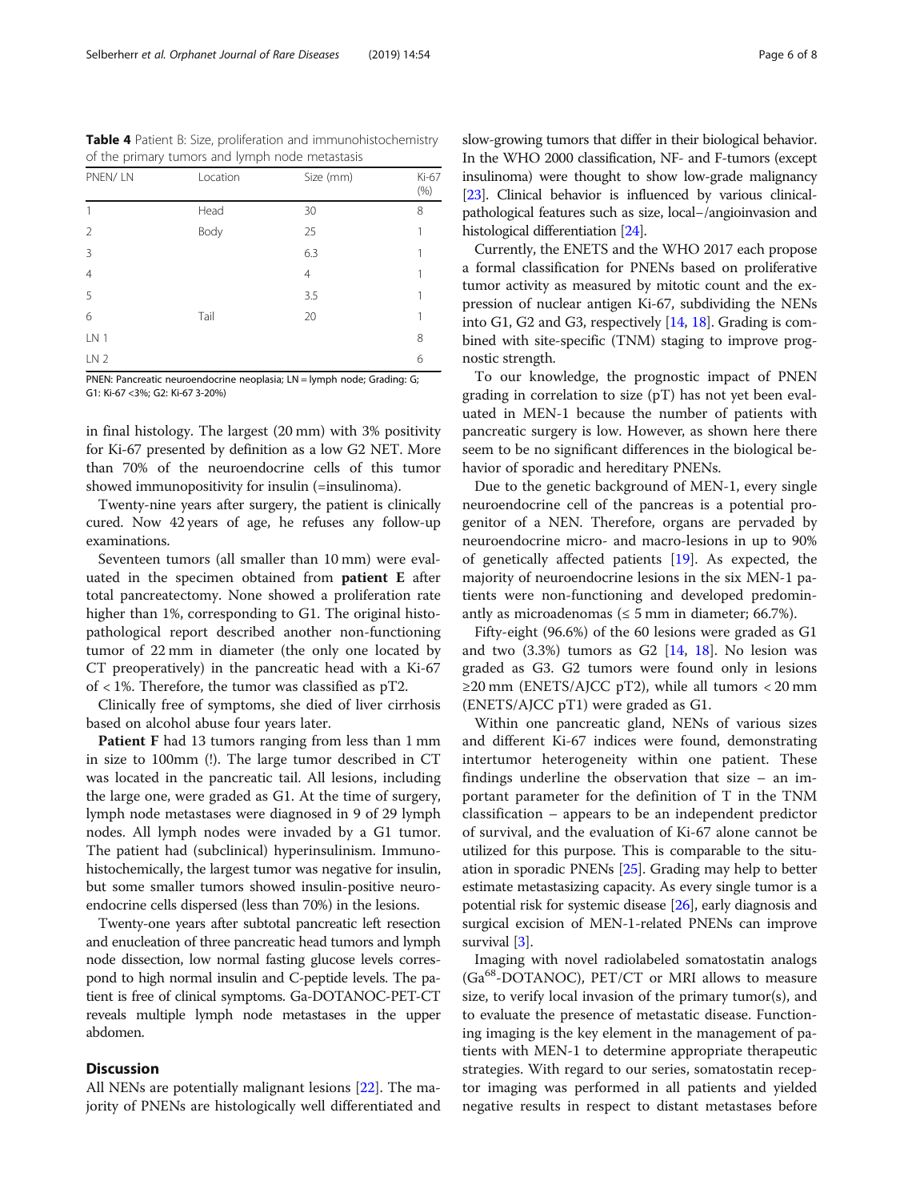**Table 4** Patient B: Size, proliferation and immunohistochemistry of the primary tumors and lymph node metastasis

| PNEN/ LN | Location | Size (mm) | Ki-67 (%) |
|---|---|---|---|
| 1 | Head | 30 | 8 |
| 2 | Body | 25 | 1 |
| 3 | | 6.3 | 1 |
| 4 | | 4 | 1 |
| 5 | | 3.5 | 1 |
| 6 | Tail | 20 | 1 |
| LN 1 | | | 8 |
| LN 2 | | | 6 |

PNEN: Pancreatic neuroendocrine neoplasia; LN = lymph node; Grading: G; G1: Ki-67 <3%; G2: Ki-67 3-20%)

in final histology. The largest (20 mm) with 3% positivity for Ki-67 presented by definition as a low G2 NET. More than 70% of the neuroendocrine cells of this tumor showed immunopositivity for insulin (=insulinoma).

Twenty-nine years after surgery, the patient is clinically cured. Now 42 years of age, he refuses any follow-up examinations.

Seventeen tumors (all smaller than 10 mm) were evaluated in the specimen obtained from **patient E** after total pancreatectomy. None showed a proliferation rate higher than 1%, corresponding to G1. The original histopathological report described another non-functioning tumor of 22 mm in diameter (the only one located by CT preoperatively) in the pancreatic head with a Ki-67 of < 1%. Therefore, the tumor was classified as pT2.

Clinically free of symptoms, she died of liver cirrhosis based on alcohol abuse four years later.

**Patient F** had 13 tumors ranging from less than 1 mm in size to 100mm (!). The large tumor described in CT was located in the pancreatic tail. All lesions, including the large one, were graded as G1. At the time of surgery, lymph node metastases were diagnosed in 9 of 29 lymph nodes. All lymph nodes were invaded by a G1 tumor. The patient had (subclinical) hyperinsulinism. Immunohistochemically, the largest tumor was negative for insulin, but some smaller tumors showed insulin-positive neuroendocrine cells dispersed (less than 70%) in the lesions.

Twenty-one years after subtotal pancreatic left resection and enucleation of three pancreatic head tumors and lymph node dissection, low normal fasting glucose levels correspond to high normal insulin and C-peptide levels. The patient is free of clinical symptoms. Ga-DOTANOC-PET-CT reveals multiple lymph node metastases in the upper abdomen.

## Discussion

All NENs are potentially malignant lesions [22]. The majority of PNENs are histologically well differentiated and slow-growing tumors that differ in their biological behavior. In the WHO 2000 classification, NF- and F-tumors (except insulinoma) were thought to show low-grade malignancy [23]. Clinical behavior is influenced by various clinical-pathological features such as size, local−/angioinvasion and histological differentiation [24].

Currently, the ENETS and the WHO 2017 each propose a formal classification for PNENs based on proliferative tumor activity as measured by mitotic count and the expression of nuclear antigen Ki-67, subdividing the NENs into G1, G2 and G3, respectively [14, 18]. Grading is combined with site-specific (TNM) staging to improve prognostic strength.

To our knowledge, the prognostic impact of PNEN grading in correlation to size (pT) has not yet been evaluated in MEN-1 because the number of patients with pancreatic surgery is low. However, as shown here there seem to be no significant differences in the biological behavior of sporadic and hereditary PNENs.

Due to the genetic background of MEN-1, every single neuroendocrine cell of the pancreas is a potential progenitor of a NEN. Therefore, organs are pervaded by neuroendocrine micro- and macro-lesions in up to 90% of genetically affected patients [19]. As expected, the majority of neuroendocrine lesions in the six MEN-1 patients were non-functioning and developed predominantly as microadenomas (≤ 5 mm in diameter; 66.7%).

Fifty-eight (96.6%) of the 60 lesions were graded as G1 and two (3.3%) tumors as G2 [14, 18]. No lesion was graded as G3. G2 tumors were found only in lesions ≥20 mm (ENETS/AJCC pT2), while all tumors < 20 mm (ENETS/AJCC pT1) were graded as G1.

Within one pancreatic gland, NENs of various sizes and different Ki-67 indices were found, demonstrating intertumor heterogeneity within one patient. These findings underline the observation that size – an important parameter for the definition of T in the TNM classification – appears to be an independent predictor of survival, and the evaluation of Ki-67 alone cannot be utilized for this purpose. This is comparable to the situation in sporadic PNENs [25]. Grading may help to better estimate metastasizing capacity. As every single tumor is a potential risk for systemic disease [26], early diagnosis and surgical excision of MEN-1-related PNENs can improve survival [3].

Imaging with novel radiolabeled somatostatin analogs ($Ga^{68}$-DOTANOC), PET/CT or MRI allows to measure size, to verify local invasion of the primary tumor(s), and to evaluate the presence of metastatic disease. Functioning imaging is the key element in the management of patients with MEN-1 to determine appropriate therapeutic strategies. With regard to our series, somatostatin receptor imaging was performed in all patients and yielded negative results in respect to distant metastases before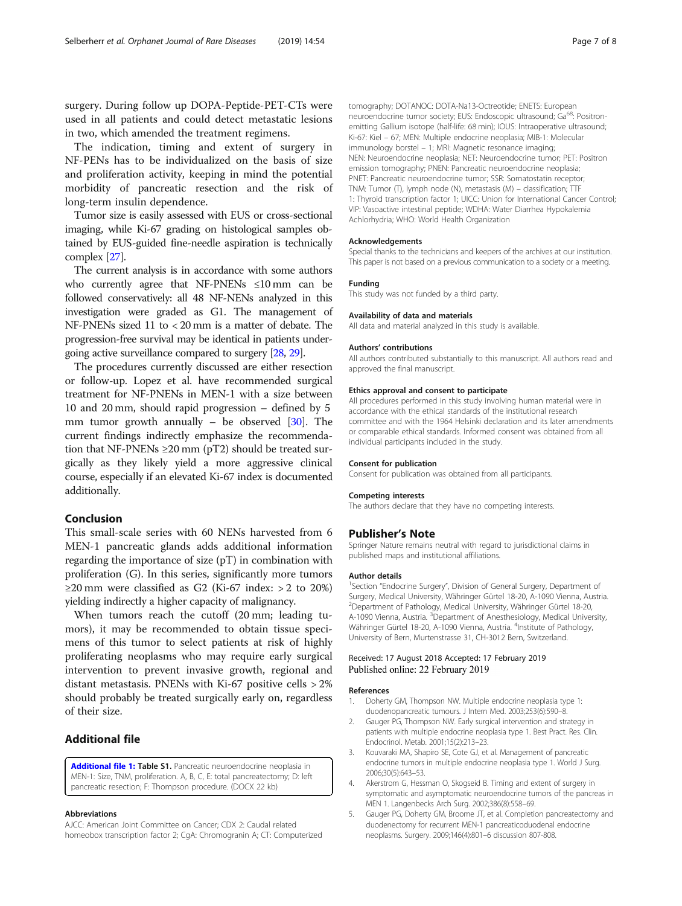surgery. During follow up DOPA-Peptide-PET-CTs were used in all patients and could detect metastatic lesions in two, which amended the treatment regimens.

The indication, timing and extent of surgery in NF-PENs has to be individualized on the basis of size and proliferation activity, keeping in mind the potential morbidity of pancreatic resection and the risk of long-term insulin dependence.

Tumor size is easily assessed with EUS or cross-sectional imaging, while Ki-67 grading on histological samples obtained by EUS-guided fine-needle aspiration is technically complex [27].

The current analysis is in accordance with some authors who currently agree that NF-PNENs ≤10 mm can be followed conservatively: all 48 NF-NENs analyzed in this investigation were graded as G1. The management of NF-PNENs sized 11 to < 20 mm is a matter of debate. The progression-free survival may be identical in patients undergoing active surveillance compared to surgery [28, 29].

The procedures currently discussed are either resection or follow-up. Lopez et al. have recommended surgical treatment for NF-PNENs in MEN-1 with a size between 10 and 20 mm, should rapid progression – defined by 5 mm tumor growth annually – be observed [30]. The current findings indirectly emphasize the recommendation that NF-PNENs ≥20 mm (pT2) should be treated surgically as they likely yield a more aggressive clinical course, especially if an elevated Ki-67 index is documented additionally.

## Conclusion

This small-scale series with 60 NENs harvested from 6 MEN-1 pancreatic glands adds additional information regarding the importance of size (pT) in combination with proliferation (G). In this series, significantly more tumors ≥20 mm were classified as G2 (Ki-67 index: > 2 to 20%) yielding indirectly a higher capacity of malignancy.

When tumors reach the cutoff (20 mm; leading tumors), it may be recommended to obtain tissue specimens of this tumor to select patients at risk of highly proliferating neoplasms who may require early surgical intervention to prevent invasive growth, regional and distant metastasis. PNENs with Ki-67 positive cells > 2% should probably be treated surgically early on, regardless of their size.

## Additional file

**Additional file 1: Table S1.** Pancreatic neuroendocrine neoplasia in MEN-1: Size, TNM, proliferation. A, B, C, E: total pancreatectomy; D: left pancreatic resection; F: Thompson procedure. (DOCX 22 kb)

#### Abbreviations

AJCC: American Joint Committee on Cancer; CDX 2: Caudal related homeobox transcription factor 2; CgA: Chromogranin A; CT: Computerized tomography; DOTANOC: DOTA-Na13-Octreotide; ENETS: European neuroendocrine tumor society; EUS: Endoscopic ultrasound; Ga[68]: Positron-emitting Gallium isotope (half-life: 68 min); IOUS: Intraoperative ultrasound; Ki-67: Kiel – 67; MEN: Multiple endocrine neoplasia; MIB-1: Molecular immunology borstel – 1; MRI: Magnetic resonance imaging; NEN: Neuroendocrine neoplasia; NET: Neuroendocrine tumor; PET: Positron emission tomography; PNEN: Pancreatic neuroendocrine neoplasia; PNET: Pancreatic neuroendocrine tumor; SSR: Somatostatin receptor; TNM: Tumor (T), lymph node (N), metastasis (M) – classification; TTF 1: Thyroid transcription factor 1; UICC: Union for International Cancer Control; VIP: Vasoactive intestinal peptide; WDHA: Water Diarrhea Hypokalemia Achlorhydria; WHO: World Health Organization

#### Acknowledgements

Special thanks to the technicians and keepers of the archives at our institution. This paper is not based on a previous communication to a society or a meeting.

#### Funding

This study was not funded by a third party.

#### Availability of data and materials

All data and material analyzed in this study is available.

#### Authors' contributions

All authors contributed substantially to this manuscript. All authors read and approved the final manuscript.

#### Ethics approval and consent to participate

All procedures performed in this study involving human material were in accordance with the ethical standards of the institutional research committee and with the 1964 Helsinki declaration and its later amendments or comparable ethical standards. Informed consent was obtained from all individual participants included in the study.

#### Consent for publication

Consent for publication was obtained from all participants.

#### Competing interests

The authors declare that they have no competing interests.

## Publisher's Note

Springer Nature remains neutral with regard to jurisdictional claims in published maps and institutional affiliations.

#### Author details

[1]Section "Endocrine Surgery", Division of General Surgery, Department of Surgery, Medical University, Währinger Gürtel 18-20, A-1090 Vienna, Austria. [2]Department of Pathology, Medical University, Währinger Gürtel 18-20, A-1090 Vienna, Austria. [3]Department of Anesthesiology, Medical University, Währinger Gürtel 18-20, A-1090 Vienna, Austria. [4]Institute of Pathology, University of Bern, Murtenstrasse 31, CH-3012 Bern, Switzerland.

Received: 17 August 2018 Accepted: 17 February 2019
Published online: 22 February 2019

#### References

1. Doherty GM, Thompson NW. Multiple endocrine neoplasia type 1: duodenopancreatic tumours. J Intern Med. 2003;253(6):590–8.
2. Gauger PG, Thompson NW. Early surgical intervention and strategy in patients with multiple endocrine neoplasia type 1. Best Pract. Res. Clin. Endocrinol. Metab. 2001;15(2):213–23.
3. Kouvaraki MA, Shapiro SE, Cote GJ, et al. Management of pancreatic endocrine tumors in multiple endocrine neoplasia type 1. World J Surg. 2006;30(5):643–53.
4. Akerstrom G, Hessman O, Skogseid B. Timing and extent of surgery in symptomatic and asymptomatic neuroendocrine tumors of the pancreas in MEN 1. Langenbecks Arch Surg. 2002;386(8):558–69.
5. Gauger PG, Doherty GM, Broome JT, et al. Completion pancreatectomy and duodenectomy for recurrent MEN-1 pancreaticoduodenal endocrine neoplasms. Surgery. 2009;146(4):801–6 discussion 807-808.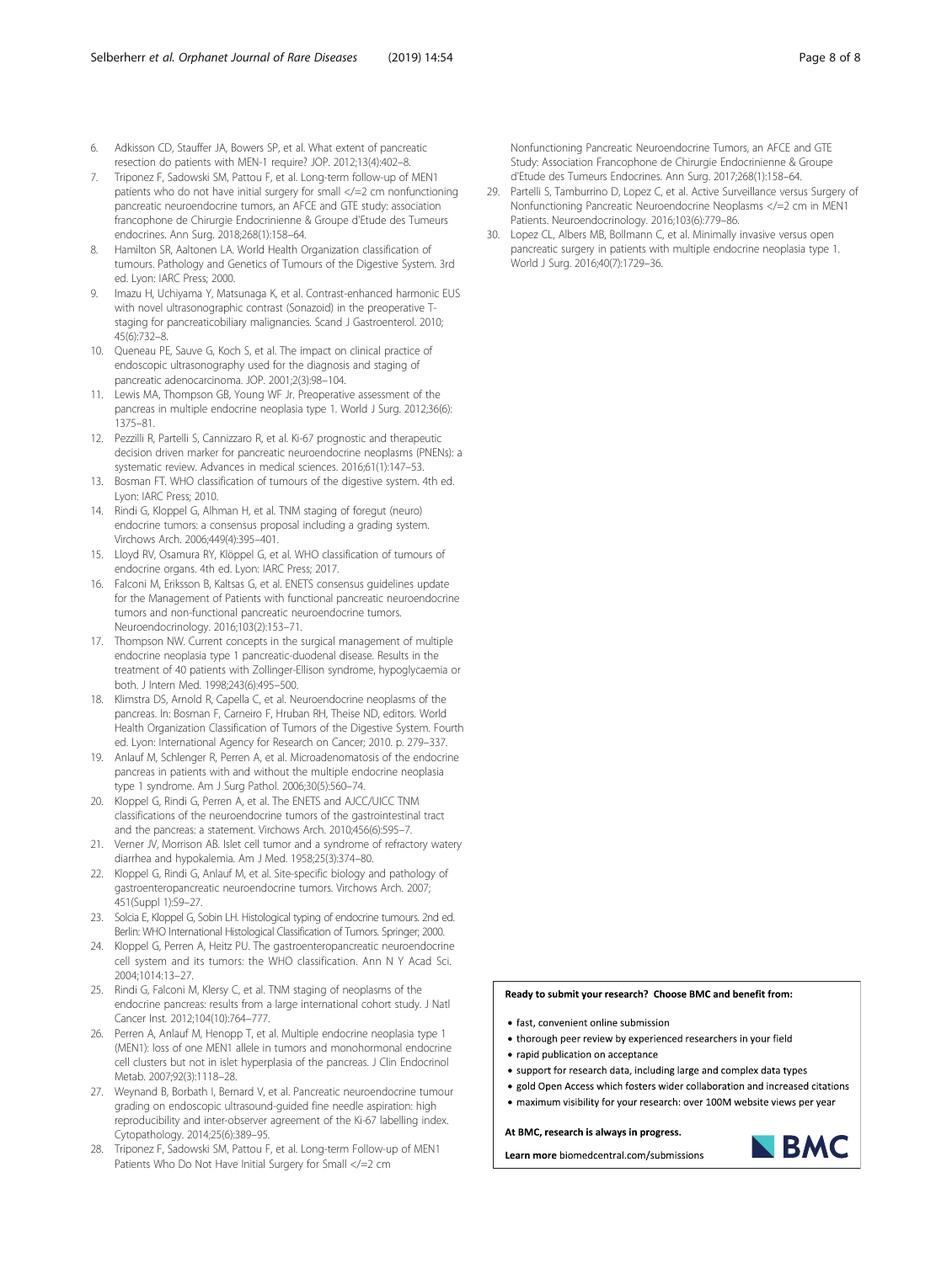6. Adkisson CD, Stauffer JA, Bowers SP, et al. What extent of pancreatic resection do patients with MEN-1 require? JOP. 2012;13(4):402–8.
7. Triponez F, Sadowski SM, Pattou F, et al. Long-term follow-up of MEN1 patients who do not have initial surgery for small </=2 cm nonfunctioning pancreatic neuroendocrine tumors, an AFCE and GTE study: association francophone de Chirurgie Endocrinienne & Groupe d'Etude des Tumeurs endocrines. Ann Surg. 2018;268(1):158–64.
8. Hamilton SR, Aaltonen LA. World Health Organization classification of tumours. Pathology and Genetics of Tumours of the Digestive System. 3rd ed. Lyon: IARC Press; 2000.
9. Imazu H, Uchiyama Y, Matsunaga K, et al. Contrast-enhanced harmonic EUS with novel ultrasonographic contrast (Sonazoid) in the preoperative T-staging for pancreaticobiliary malignancies. Scand J Gastroenterol. 2010; 45(6):732–8.
10. Queneau PE, Sauve G, Koch S, et al. The impact on clinical practice of endoscopic ultrasonography used for the diagnosis and staging of pancreatic adenocarcinoma. JOP. 2001;2(3):98–104.
11. Lewis MA, Thompson GB, Young WF Jr. Preoperative assessment of the pancreas in multiple endocrine neoplasia type 1. World J Surg. 2012;36(6): 1375–81.
12. Pezzilli R, Partelli S, Cannizzaro R, et al. Ki-67 prognostic and therapeutic decision driven marker for pancreatic neuroendocrine neoplasms (PNENs): a systematic review. Advances in medical sciences. 2016;61(1):147–53.
13. Bosman FT. WHO classification of tumours of the digestive system. 4th ed. Lyon: IARC Press; 2010.
14. Rindi G, Kloppel G, Alhman H, et al. TNM staging of foregut (neuro) endocrine tumors: a consensus proposal including a grading system. Virchows Arch. 2006;449(4):395–401.
15. Lloyd RV, Osamura RY, Klöppel G, et al. WHO classification of tumours of endocrine organs. 4th ed. Lyon: IARC Press; 2017.
16. Falconi M, Eriksson B, Kaltsas G, et al. ENETS consensus guidelines update for the Management of Patients with functional pancreatic neuroendocrine tumors and non-functional pancreatic neuroendocrine tumors. Neuroendocrinology. 2016;103(2):153–71.
17. Thompson NW. Current concepts in the surgical management of multiple endocrine neoplasia type 1 pancreatic-duodenal disease. Results in the treatment of 40 patients with Zollinger-Ellison syndrome, hypoglycaemia or both. J Intern Med. 1998;243(6):495–500.
18. Klimstra DS, Arnold R, Capella C, et al. Neuroendocrine neoplasms of the pancreas. In: Bosman F, Carneiro F, Hruban RH, Theise ND, editors. World Health Organization Classification of Tumors of the Digestive System. Fourth ed. Lyon: International Agency for Research on Cancer; 2010. p. 279–337.
19. Anlauf M, Schlenger R, Perren A, et al. Microadenomatosis of the endocrine pancreas in patients with and without the multiple endocrine neoplasia type 1 syndrome. Am J Surg Pathol. 2006;30(5):560–74.
20. Kloppel G, Rindi G, Perren A, et al. The ENETS and AJCC/UICC TNM classifications of the neuroendocrine tumors of the gastrointestinal tract and the pancreas: a statement. Virchows Arch. 2010;456(6):595–7.
21. Verner JV, Morrison AB. Islet cell tumor and a syndrome of refractory watery diarrhea and hypokalemia. Am J Med. 1958;25(3):374–80.
22. Kloppel G, Rindi G, Anlauf M, et al. Site-specific biology and pathology of gastroenteropancreatic neuroendocrine tumors. Virchows Arch. 2007; 451(Suppl 1):S9–27.
23. Solcia E, Kloppel G, Sobin LH. Histological typing of endocrine tumours. 2nd ed. Berlin: WHO International Histological Classification of Tumors. Springer; 2000.
24. Kloppel G, Perren A, Heitz PU. The gastroenteropancreatic neuroendocrine cell system and its tumors: the WHO classification. Ann N Y Acad Sci. 2004;1014:13–27.
25. Rindi G, Falconi M, Klersy C, et al. TNM staging of neoplasms of the endocrine pancreas: results from a large international cohort study. J Natl Cancer Inst. 2012;104(10):764–777.
26. Perren A, Anlauf M, Henopp T, et al. Multiple endocrine neoplasia type 1 (MEN1): loss of one MEN1 allele in tumors and monohormonal endocrine cell clusters but not in islet hyperplasia of the pancreas. J Clin Endocrinol Metab. 2007;92(3):1118–28.
27. Weynand B, Borbath I, Bernard V, et al. Pancreatic neuroendocrine tumour grading on endoscopic ultrasound-guided fine needle aspiration: high reproducibility and inter-observer agreement of the Ki-67 labelling index. Cytopathology. 2014;25(6):389–95.
28. Triponez F, Sadowski SM, Pattou F, et al. Long-term Follow-up of MEN1 Patients Who Do Not Have Initial Surgery for Small </=2 cm Nonfunctioning Pancreatic Neuroendocrine Tumors, an AFCE and GTE Study: Association Francophone de Chirurgie Endocrinienne & Groupe d'Etude des Tumeurs Endocrines. Ann Surg. 2017;268(1):158–64.
29. Partelli S, Tamburrino D, Lopez C, et al. Active Surveillance versus Surgery of Nonfunctioning Pancreatic Neuroendocrine Neoplasms </=2 cm in MEN1 Patients. Neuroendocrinology. 2016;103(6):779–86.
30. Lopez CL, Albers MB, Bollmann C, et al. Minimally invasive versus open pancreatic surgery in patients with multiple endocrine neoplasia type 1. World J Surg. 2016;40(7):1729–36.

**Ready to submit your research? Choose BMC and benefit from:**

- fast, convenient online submission
- thorough peer review by experienced researchers in your field
- rapid publication on acceptance
- support for research data, including large and complex data types
- gold Open Access which fosters wider collaboration and increased citations
- maximum visibility for your research: over 100M website views per year

**At BMC, research is always in progress.**

**Learn more** biomedcentral.com/submissions

BMC